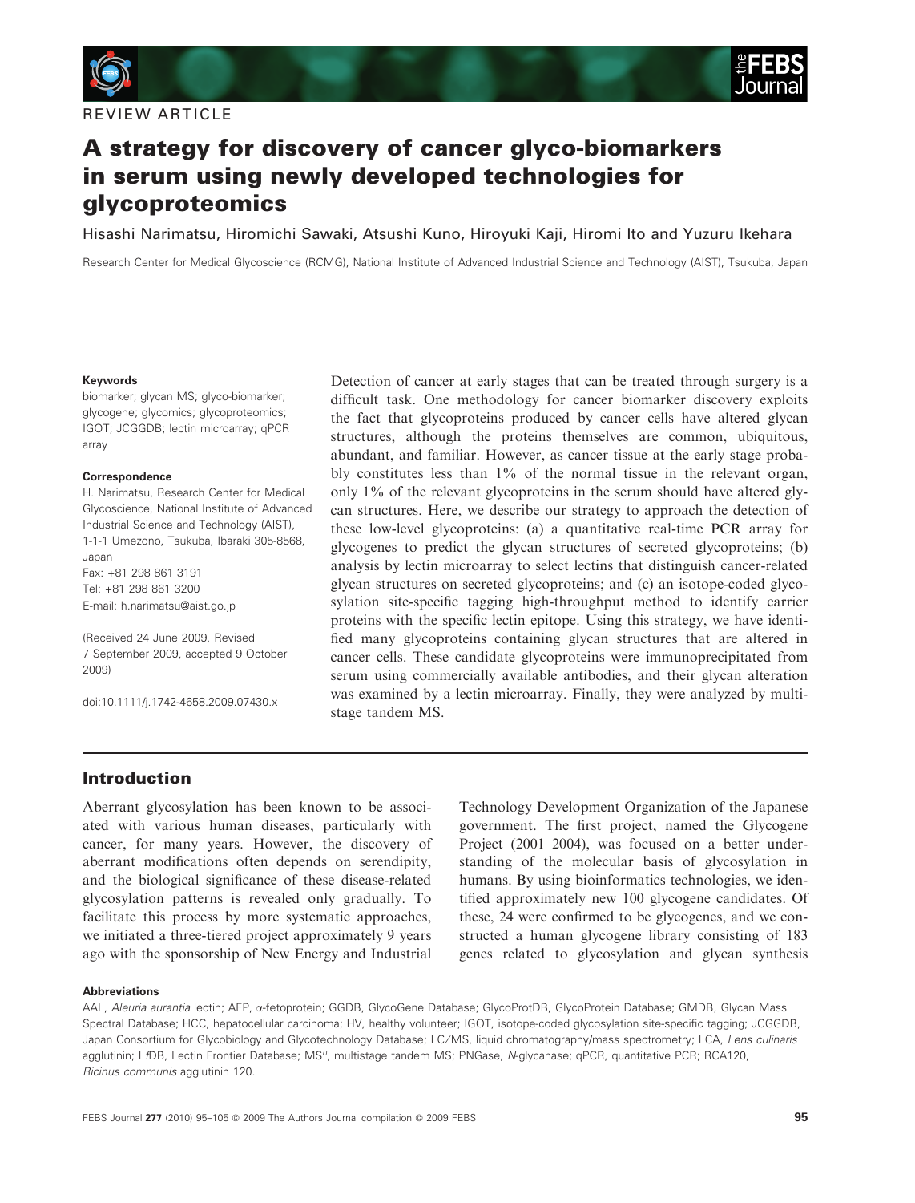REVIEW ARTICLE

# A strategy for discovery of cancer glyco-biomarkers in serum using newly developed technologies for glycoproteomics

Hisashi Narimatsu, Hiromichi Sawaki, Atsushi Kuno, Hiroyuki Kaji, Hiromi Ito and Yuzuru Ikehara

Research Center for Medical Glycoscience (RCMG), National Institute of Advanced Industrial Science and Technology (AIST), Tsukuba, Japan

**Keywords**

biomarker; glycan MS; glyco-biomarker; glycogene; glycomics; glycoproteomics; IGOT; JCGGDB; lectin microarray; qPCR array

**Correspondence**

H. Narimatsu, Research Center for Medical Glycoscience, National Institute of Advanced Industrial Science and Technology (AIST), 1-1-1 Umezono, Tsukuba, Ibaraki 305-8568, Japan
Fax: +81 298 861 3191
Tel: +81 298 861 3200
E-mail: h.narimatsu@aist.go.jp

(Received 24 June 2009, Revised 7 September 2009, accepted 9 October 2009)

doi:10.1111/j.1742-4658.2009.07430.x

Detection of cancer at early stages that can be treated through surgery is a difficult task. One methodology for cancer biomarker discovery exploits the fact that glycoproteins produced by cancer cells have altered glycan structures, although the proteins themselves are common, ubiquitous, abundant, and familiar. However, as cancer tissue at the early stage probably constitutes less than 1% of the normal tissue in the relevant organ, only 1% of the relevant glycoproteins in the serum should have altered glycan structures. Here, we describe our strategy to approach the detection of these low-level glycoproteins: (a) a quantitative real-time PCR array for glycogenes to predict the glycan structures of secreted glycoproteins; (b) analysis by lectin microarray to select lectins that distinguish cancer-related glycan structures on secreted glycoproteins; and (c) an isotope-coded glycosylation site-specific tagging high-throughput method to identify carrier proteins with the specific lectin epitope. Using this strategy, we have identified many glycoproteins containing glycan structures that are altered in cancer cells. These candidate glycoproteins were immunoprecipitated from serum using commercially available antibodies, and their glycan alteration was examined by a lectin microarray. Finally, they were analyzed by multistage tandem MS.

## Introduction

Aberrant glycosylation has been known to be associated with various human diseases, particularly with cancer, for many years. However, the discovery of aberrant modifications often depends on serendipity, and the biological significance of these disease-related glycosylation patterns is revealed only gradually. To facilitate this process by more systematic approaches, we initiated a three-tiered project approximately 9 years ago with the sponsorship of New Energy and Industrial Technology Development Organization of the Japanese government. The first project, named the Glycogene Project (2001–2004), was focused on a better understanding of the molecular basis of glycosylation in humans. By using bioinformatics technologies, we identified approximately new 100 glycogene candidates. Of these, 24 were confirmed to be glycogenes, and we constructed a human glycogene library consisting of 183 genes related to glycosylation and glycan synthesis

**Abbreviations**

AAL, *Aleuria aurantia* lectin; AFP, α-fetoprotein; GGDB, GlycoGene Database; GlycoProtDB, GlycoProtein Database; GMDB, Glycan Mass Spectral Database; HCC, hepatocellular carcinoma; HV, healthy volunteer; IGOT, isotope-coded glycosylation site-specific tagging; JCGGDB, Japan Consortium for Glycobiology and Glycotechnology Database; LC/MS, liquid chromatography/mass spectrometry; LCA, *Lens culinaris* agglutinin; LfDB, Lectin Frontier Database; $MS^n$, multistage tandem MS; PNGase, *N*-glycanase; qPCR, quantitative PCR; RCA120, *Ricinus communis* agglutinin 120.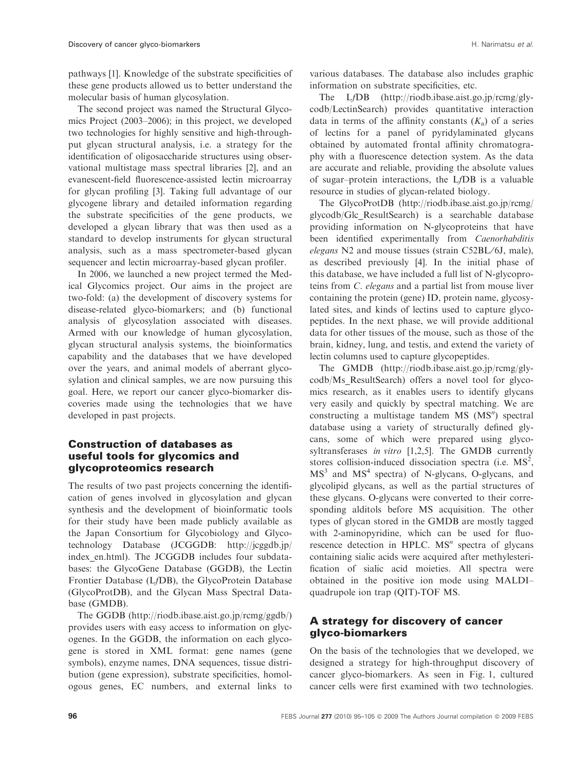pathways [1]. Knowledge of the substrate specificities of these gene products allowed us to better understand the molecular basis of human glycosylation.

The second project was named the Structural Glycomics Project (2003–2006); in this project, we developed two technologies for highly sensitive and high-throughput glycan structural analysis, i.e. a strategy for the identification of oligosaccharide structures using observational multistage mass spectral libraries [2], and an evanescent-field fluorescence-assisted lectin microarray for glycan profiling [3]. Taking full advantage of our glycogene library and detailed information regarding the substrate specificities of the gene products, we developed a glycan library that was then used as a standard to develop instruments for glycan structural analysis, such as a mass spectrometer-based glycan sequencer and lectin microarray-based glycan profiler.

In 2006, we launched a new project termed the Medical Glycomics project. Our aims in the project are two-fold: (a) the development of discovery systems for disease-related glyco-biomarkers; and (b) functional analysis of glycosylation associated with diseases. Armed with our knowledge of human glycosylation, glycan structural analysis systems, the bioinformatics capability and the databases that we have developed over the years, and animal models of aberrant glycosylation and clinical samples, we are now pursuing this goal. Here, we report our cancer glyco-biomarker discoveries made using the technologies that we have developed in past projects.

## Construction of databases as useful tools for glycomics and glycoproteomics research

The results of two past projects concerning the identification of genes involved in glycosylation and glycan synthesis and the development of bioinformatic tools for their study have been made publicly available as the Japan Consortium for Glycobiology and Glycotechnology Database (JCGGDB: http://jcggdb.jp/index_en.html). The JCGGDB includes four subdatabases: the GlycoGene Database (GGDB), the Lectin Frontier Database (L*f*DB), the GlycoProtein Database (GlycoProtDB), and the Glycan Mass Spectral Database (GMDB).

The GGDB (http://riodb.ibase.aist.go.jp/rcmg/ggdb/) provides users with easy access to information on glycogenes. In the GGDB, the information on each glycogene is stored in XML format: gene names (gene symbols), enzyme names, DNA sequences, tissue distribution (gene expression), substrate specificities, homologous genes, EC numbers, and external links to various databases. The database also includes graphic information on substrate specificities, etc.

The L*f*DB (http://riodb.ibase.aist.go.jp/rcmg/glycodb/LectinSearch) provides quantitative interaction data in terms of the affinity constants ($K_a$) of a series of lectins for a panel of pyridylaminated glycans obtained by automated frontal affinity chromatography with a fluorescence detection system. As the data are accurate and reliable, providing the absolute values of sugar–protein interactions, the L*f*DB is a valuable resource in studies of glycan-related biology.

The GlycoProtDB (http://riodb.ibase.aist.go.jp/rcmg/glycodb/Glc_ResultSearch) is a searchable database providing information on N-glycoproteins that have been identified experimentally from *Caenorhabditis elegans* N2 and mouse tissues (strain C52BL/6J, male), as described previously [4]. In the initial phase of this database, we have included a full list of N-glycoproteins from *C. elegans* and a partial list from mouse liver containing the protein (gene) ID, protein name, glycosylated sites, and kinds of lectins used to capture glycopeptides. In the next phase, we will provide additional data for other tissues of the mouse, such as those of the brain, kidney, lung, and testis, and extend the variety of lectin columns used to capture glycopeptides.

The GMDB (http://riodb.ibase.aist.go.jp/rcmg/glycodb/Ms_ResultSearch) offers a novel tool for glycomics research, as it enables users to identify glycans very easily and quickly by spectral matching. We are constructing a multistage tandem MS ($MS^n$) spectral database using a variety of structurally defined glycans, some of which were prepared using glycosyltransferases *in vitro* [1,2,5]. The GMDB currently stores collision-induced dissociation spectra (i.e. $MS^2$, $MS^3$ and $MS^4$ spectra) of N-glycans, O-glycans, and glycolipid glycans, as well as the partial structures of these glycans. O-glycans were converted to their corresponding alditols before MS acquisition. The other types of glycan stored in the GMDB are mostly tagged with 2-aminopyridine, which can be used for fluorescence detection in HPLC. $MS^n$ spectra of glycans containing sialic acids were acquired after methylesterification of sialic acid moieties. All spectra were obtained in the positive ion mode using MALDI–quadrupole ion trap (QIT)-TOF MS.

## A strategy for discovery of cancer glyco-biomarkers

On the basis of the technologies that we developed, we designed a strategy for high-throughput discovery of cancer glyco-biomarkers. As seen in Fig. 1, cultured cancer cells were first examined with two technologies.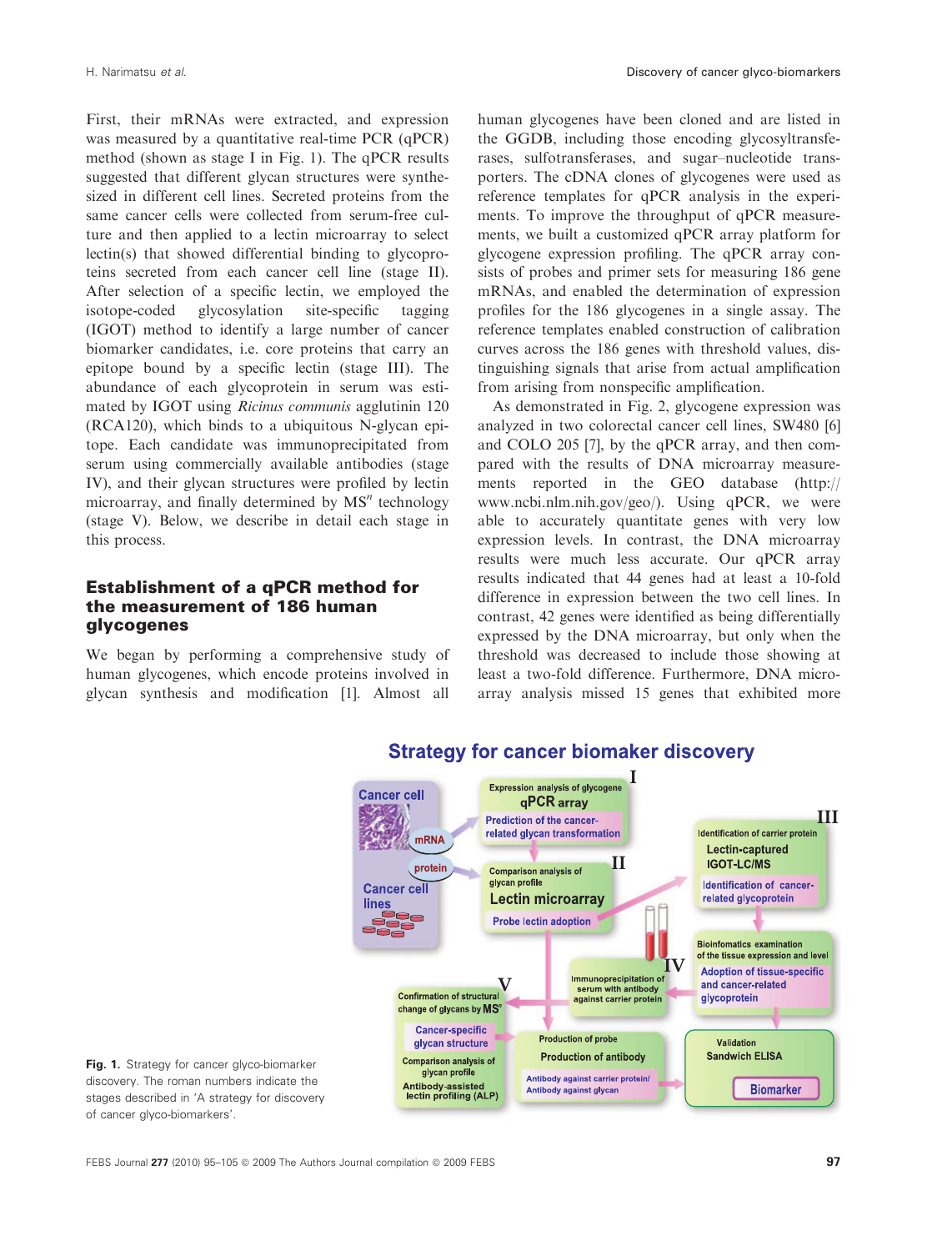First, their mRNAs were extracted, and expression was measured by a quantitative real-time PCR (qPCR) method (shown as stage I in Fig. 1). The qPCR results suggested that different glycan structures were synthesized in different cell lines. Secreted proteins from the same cancer cells were collected from serum-free culture and then applied to a lectin microarray to select lectin(s) that showed differential binding to glycoproteins secreted from each cancer cell line (stage II). After selection of a specific lectin, we employed the isotope-coded glycosylation site-specific tagging (IGOT) method to identify a large number of cancer biomarker candidates, i.e. core proteins that carry an epitope bound by a specific lectin (stage III). The abundance of each glycoprotein in serum was estimated by IGOT using *Ricinus communis* agglutinin 120 (RCA120), which binds to a ubiquitous N-glycan epitope. Each candidate was immunoprecipitated from serum using commercially available antibodies (stage IV), and their glycan structures were profiled by lectin microarray, and finally determined by MS$^n$ technology (stage V). Below, we describe in detail each stage in this process.

## Establishment of a qPCR method for the measurement of 186 human glycogenes

We began by performing a comprehensive study of human glycogenes, which encode proteins involved in glycan synthesis and modification [1]. Almost all human glycogenes have been cloned and are listed in the GGDB, including those encoding glycosyltransferases, sulfotransferases, and sugar–nucleotide transporters. The cDNA clones of glycogenes were used as reference templates for qPCR analysis in the experiments. To improve the throughput of qPCR measurements, we built a customized qPCR array platform for glycogene expression profiling. The qPCR array consists of probes and primer sets for measuring 186 gene mRNAs, and enabled the determination of expression profiles for the 186 glycogenes in a single assay. The reference templates enabled construction of calibration curves across the 186 genes with threshold values, distinguishing signals that arise from actual amplification from arising from nonspecific amplification.

As demonstrated in Fig. 2, glycogene expression was analyzed in two colorectal cancer cell lines, SW480 [6] and COLO 205 [7], by the qPCR array, and then compared with the results of DNA microarray measurements reported in the GEO database (http://www.ncbi.nlm.nih.gov/geo/). Using qPCR, we were able to accurately quantitate genes with very low expression levels. In contrast, the DNA microarray results were much less accurate. Our qPCR array results indicated that 44 genes had at least a 10-fold difference in expression between the two cell lines. In contrast, 42 genes were identified as being differentially expressed by the DNA microarray, but only when the threshold was decreased to include those showing at least a two-fold difference. Furthermore, DNA microarray analysis missed 15 genes that exhibited more

**Fig. 1.** Strategy for cancer glyco-biomarker discovery. The roman numbers indicate the stages described in 'A strategy for discovery of cancer glyco-biomarkers'.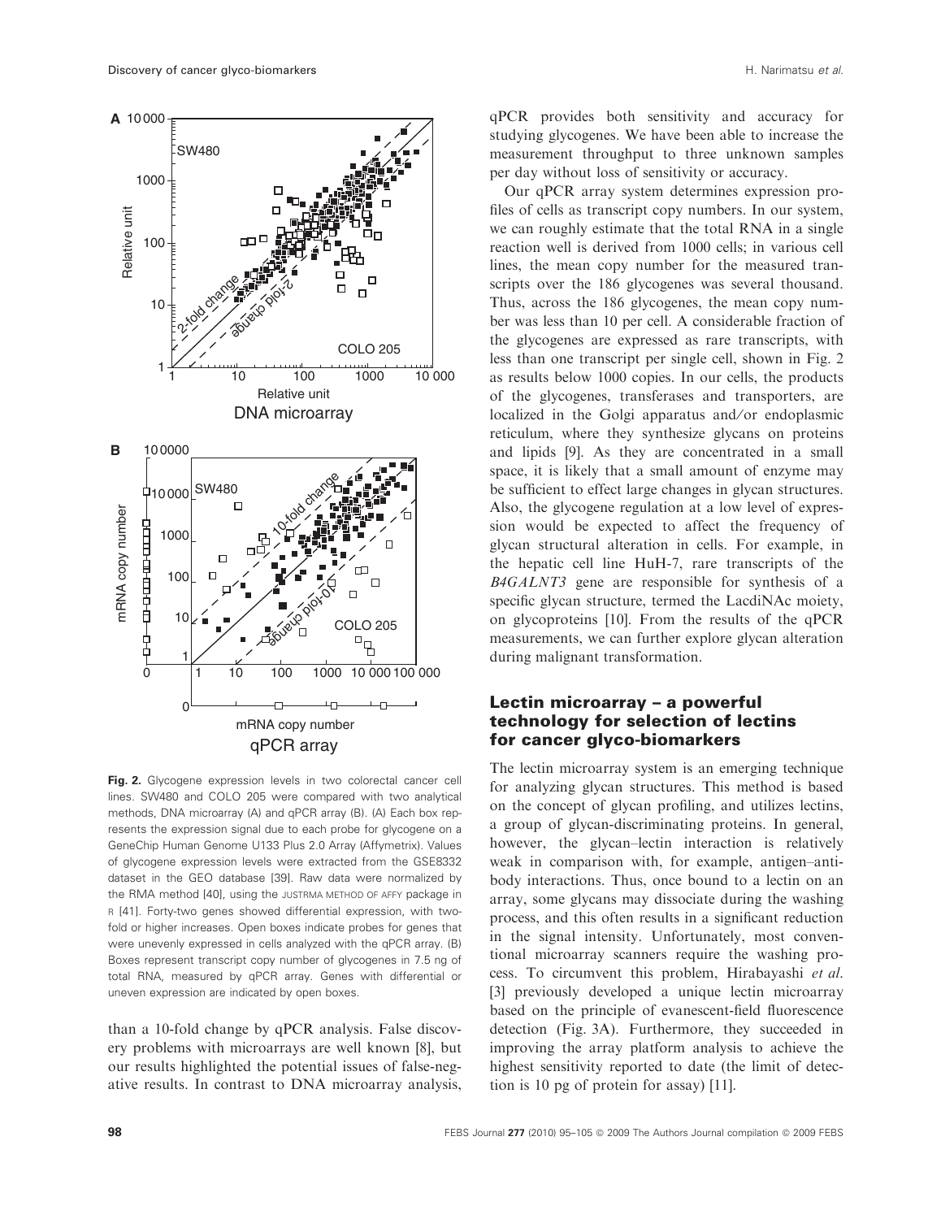Fig. 2. Glycogene expression levels in two colorectal cancer cell lines. SW480 and COLO 205 were compared with two analytical methods, DNA microarray (A) and qPCR array (B). (A) Each box represents the expression signal due to each probe for glycogene on a GeneChip Human Genome U133 Plus 2.0 Array (Affymetrix). Values of glycogene expression levels were extracted from the GSE8332 dataset in the GEO database [39]. Raw data were normalized by the RMA method [40], using the JUSTRMA METHOD OF AFFY package in R [41]. Forty-two genes showed differential expression, with two-fold or higher increases. Open boxes indicate probes for genes that were unevenly expressed in cells analyzed with the qPCR array. (B) Boxes represent transcript copy number of glycogenes in 7.5 ng of total RNA, measured by qPCR array. Genes with differential or uneven expression are indicated by open boxes.

than a 10-fold change by qPCR analysis. False discovery problems with microarrays are well known [8], but our results highlighted the potential issues of false-negative results. In contrast to DNA microarray analysis, qPCR provides both sensitivity and accuracy for studying glycogenes. We have been able to increase the measurement throughput to three unknown samples per day without loss of sensitivity or accuracy.

Our qPCR array system determines expression profiles of cells as transcript copy numbers. In our system, we can roughly estimate that the total RNA in a single reaction well is derived from 1000 cells; in various cell lines, the mean copy number for the measured transcripts over the 186 glycogenes was several thousand. Thus, across the 186 glycogenes, the mean copy number was less than 10 per cell. A considerable fraction of the glycogenes are expressed as rare transcripts, with less than one transcript per single cell, shown in Fig. 2 as results below 1000 copies. In our cells, the products of the glycogenes, transferases and transporters, are localized in the Golgi apparatus and/or endoplasmic reticulum, where they synthesize glycans on proteins and lipids [9]. As they are concentrated in a small space, it is likely that a small amount of enzyme may be sufficient to effect large changes in glycan structures. Also, the glycogene regulation at a low level of expression would be expected to affect the frequency of glycan structural alteration in cells. For example, in the hepatic cell line HuH-7, rare transcripts of the *B4GALNT3* gene are responsible for synthesis of a specific glycan structure, termed the LacdiNAc moiety, on glycoproteins [10]. From the results of the qPCR measurements, we can further explore glycan alteration during malignant transformation.

## Lectin microarray – a powerful technology for selection of lectins for cancer glyco-biomarkers

The lectin microarray system is an emerging technique for analyzing glycan structures. This method is based on the concept of glycan profiling, and utilizes lectins, a group of glycan-discriminating proteins. In general, however, the glycan–lectin interaction is relatively weak in comparison with, for example, antigen–antibody interactions. Thus, once bound to a lectin on an array, some glycans may dissociate during the washing process, and this often results in a significant reduction in the signal intensity. Unfortunately, most conventional microarray scanners require the washing process. To circumvent this problem, Hirabayashi *et al.* [3] previously developed a unique lectin microarray based on the principle of evanescent-field fluorescence detection (Fig. 3A). Furthermore, they succeeded in improving the array platform analysis to achieve the highest sensitivity reported to date (the limit of detection is 10 pg of protein for assay) [11].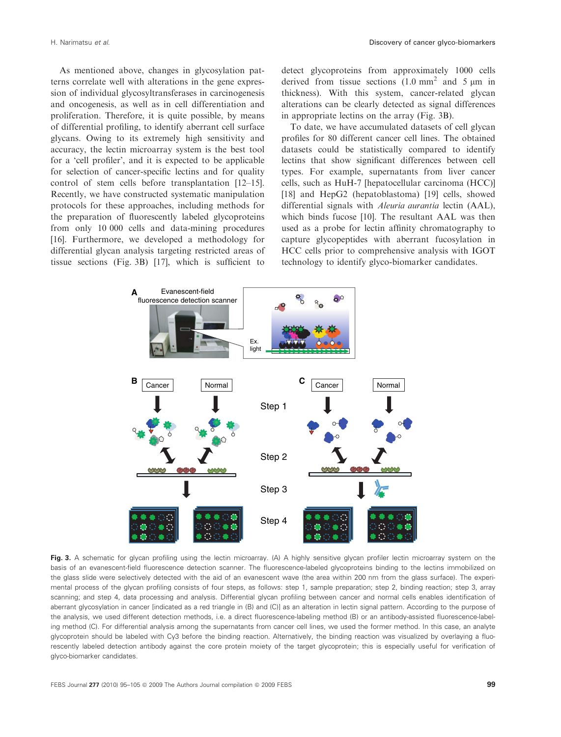As mentioned above, changes in glycosylation patterns correlate well with alterations in the gene expression of individual glycosyltransferases in carcinogenesis and oncogenesis, as well as in cell differentiation and proliferation. Therefore, it is quite possible, by means of differential profiling, to identify aberrant cell surface glycans. Owing to its extremely high sensitivity and accuracy, the lectin microarray system is the best tool for a 'cell profiler', and it is expected to be applicable for selection of cancer-specific lectins and for quality control of stem cells before transplantation [12–15]. Recently, we have constructed systematic manipulation protocols for these approaches, including methods for the preparation of fluorescently labeled glycoproteins from only 10 000 cells and data-mining procedures [16]. Furthermore, we developed a methodology for differential glycan analysis targeting restricted areas of tissue sections (Fig. 3B) [17], which is sufficient to detect glycoproteins from approximately 1000 cells derived from tissue sections (1.0 $mm^2$ and 5 μm in thickness). With this system, cancer-related glycan alterations can be clearly detected as signal differences in appropriate lectins on the array (Fig. 3B).

To date, we have accumulated datasets of cell glycan profiles for 80 different cancer cell lines. The obtained datasets could be statistically compared to identify lectins that show significant differences between cell types. For example, supernatants from liver cancer cells, such as HuH-7 [hepatocellular carcinoma (HCC)] [18] and HepG2 (hepatoblastoma) [19] cells, showed differential signals with *Aleuria aurantia* lectin (AAL), which binds fucose [10]. The resultant AAL was then used as a probe for lectin affinity chromatography to capture glycopeptides with aberrant fucosylation in HCC cells prior to comprehensive analysis with IGOT technology to identify glyco-biomarker candidates.

**Fig. 3.** A schematic for glycan profiling using the lectin microarray. (A) A highly sensitive glycan profiler lectin microarray system on the basis of an evanescent-field fluorescence detection scanner. The fluorescence-labeled glycoproteins binding to the lectins immobilized on the glass slide were selectively detected with the aid of an evanescent wave (the area within 200 nm from the glass surface). The experimental process of the glycan profiling consists of four steps, as follows: step 1, sample preparation; step 2, binding reaction; step 3, array scanning; and step 4, data processing and analysis. Differential glycan profiling between cancer and normal cells enables identification of aberrant glycosylation in cancer [indicated as a red triangle in (B) and (C)] as an alteration in lectin signal pattern. According to the purpose of the analysis, we used different detection methods, i.e. a direct fluorescence-labeling method (B) or an antibody-assisted fluorescence-labeling method (C). For differential analysis among the supernatants from cancer cell lines, we used the former method. In this case, an analyte glycoprotein should be labeled with Cy3 before the binding reaction. Alternatively, the binding reaction was visualized by overlaying a fluorescently labeled detection antibody against the core protein moiety of the target glycoprotein; this is especially useful for verification of glyco-biomarker candidates.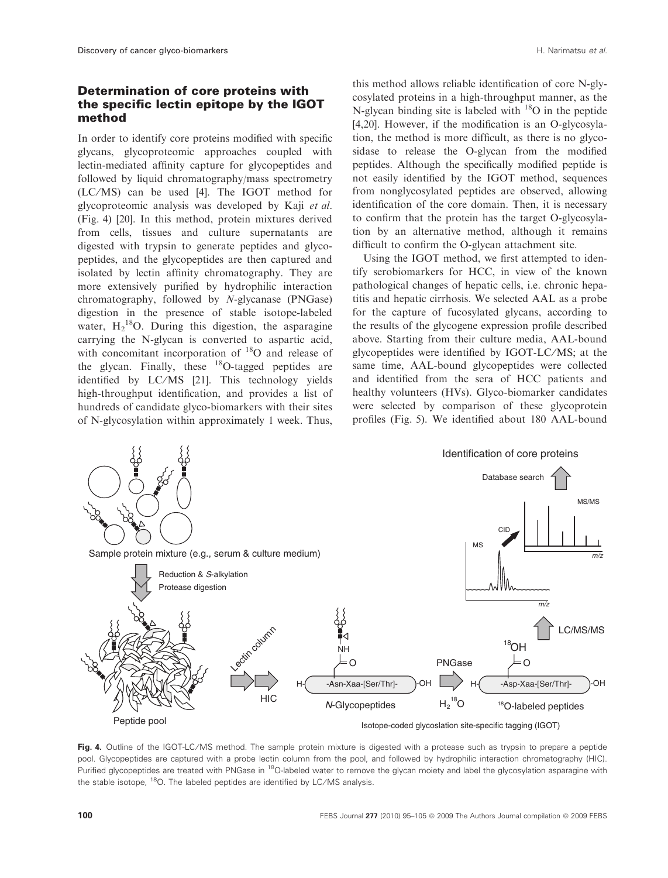## Determination of core proteins with the specific lectin epitope by the IGOT method

In order to identify core proteins modified with specific glycans, glycoproteomic approaches coupled with lectin-mediated affinity capture for glycopeptides and followed by liquid chromatography/mass spectrometry (LC/MS) can be used [4]. The IGOT method for glycoproteomic analysis was developed by Kaji *et al.* (Fig. 4) [20]. In this method, protein mixtures derived from cells, tissues and culture supernatants are digested with trypsin to generate peptides and glycopeptides, and the glycopeptides are then captured and isolated by lectin affinity chromatography. They are more extensively purified by hydrophilic interaction chromatography, followed by *N*-glycanase (PNGase) digestion in the presence of stable isotope-labeled water, $H_2{}^{18}O$. During this digestion, the asparagine carrying the N-glycan is converted to aspartic acid, with concomitant incorporation of $^{18}O$ and release of the glycan. Finally, these $^{18}O$-tagged peptides are identified by LC/MS [21]. This technology yields high-throughput identification, and provides a list of hundreds of candidate glyco-biomarkers with their sites of N-glycosylation within approximately 1 week. Thus, this method allows reliable identification of core N-glycosylated proteins in a high-throughput manner, as the N-glycan binding site is labeled with $^{18}O$ in the peptide [4,20]. However, if the modification is an O-glycosylation, the method is more difficult, as there is no glycosidase to release the O-glycan from the modified peptides. Although the specifically modified peptide is not easily identified by the IGOT method, sequences from nonglycosylated peptides are observed, allowing identification of the core domain. Then, it is necessary to confirm that the protein has the target O-glycosylation by an alternative method, although it remains difficult to confirm the O-glycan attachment site.

Using the IGOT method, we first attempted to identify serobiomarkers for HCC, in view of the known pathological changes of hepatic cells, i.e. chronic hepatitis and hepatic cirrhosis. We selected AAL as a probe for the capture of fucosylated glycans, according to the results of the glycogene expression profile described above. Starting from their culture media, AAL-bound glycopeptides were identified by IGOT-LC/MS; at the same time, AAL-bound glycopeptides were collected and identified from the sera of HCC patients and healthy volunteers (HVs). Glyco-biomarker candidates were selected by comparison of these glycoprotein profiles (Fig. 5). We identified about 180 AAL-bound

**Fig. 4.** Outline of the IGOT-LC/MS method. The sample protein mixture is digested with a protease such as trypsin to prepare a peptide pool. Glycopeptides are captured with a probe lectin column from the pool, and followed by hydrophilic interaction chromatography (HIC). Purified glycopeptides are treated with PNGase in $^{18}O$-labeled water to remove the glycan moiety and label the glycosylation asparagine with the stable isotope, $^{18}O$. The labeled peptides are identified by LC/MS analysis.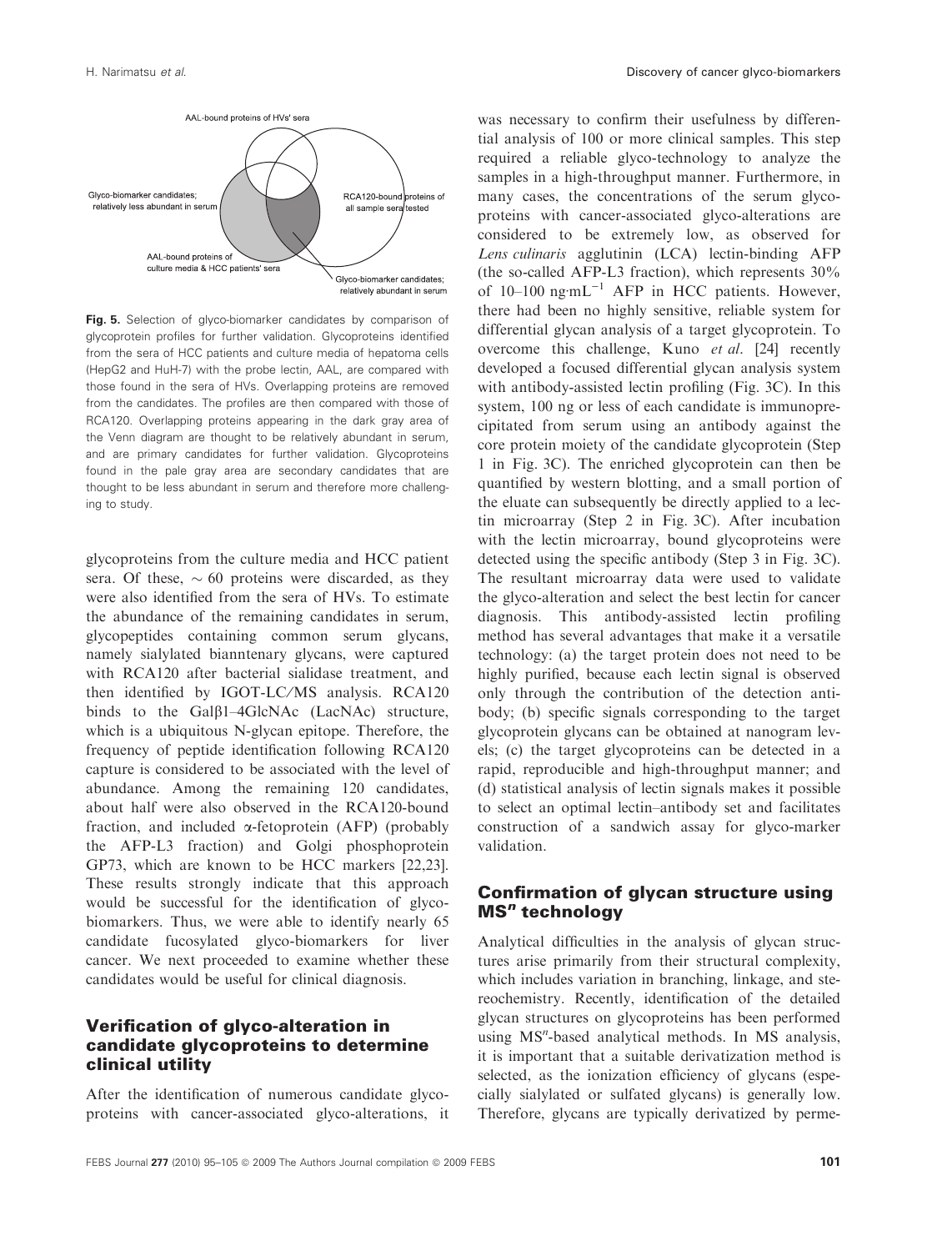Fig. 5. Selection of glyco-biomarker candidates by comparison of glycoprotein profiles for further validation. Glycoproteins identified from the sera of HCC patients and culture media of hepatoma cells (HepG2 and HuH-7) with the probe lectin, AAL, are compared with those found in the sera of HVs. Overlapping proteins are removed from the candidates. The profiles are then compared with those of RCA120. Overlapping proteins appearing in the dark gray area of the Venn diagram are thought to be relatively abundant in serum, and are primary candidates for further validation. Glycoproteins found in the pale gray area are secondary candidates that are thought to be less abundant in serum and therefore more challenging to study.

glycoproteins from the culture media and HCC patient sera. Of these, ~ 60 proteins were discarded, as they were also identified from the sera of HVs. To estimate the abundance of the remaining candidates in serum, glycopeptides containing common serum glycans, namely sialylated bianntenary glycans, were captured with RCA120 after bacterial sialidase treatment, and then identified by IGOT-LC/MS analysis. RCA120 binds to the Galβ1–4GlcNAc (LacNAc) structure, which is a ubiquitous N-glycan epitope. Therefore, the frequency of peptide identification following RCA120 capture is considered to be associated with the level of abundance. Among the remaining 120 candidates, about half were also observed in the RCA120-bound fraction, and included α-fetoprotein (AFP) (probably the AFP-L3 fraction) and Golgi phosphoprotein GP73, which are known to be HCC markers [22,23]. These results strongly indicate that this approach would be successful for the identification of glyco-biomarkers. Thus, we were able to identify nearly 65 candidate fucosylated glyco-biomarkers for liver cancer. We next proceeded to examine whether these candidates would be useful for clinical diagnosis.

## Verification of glyco-alteration in candidate glycoproteins to determine clinical utility

After the identification of numerous candidate glycoproteins with cancer-associated glyco-alterations, it was necessary to confirm their usefulness by differential analysis of 100 or more clinical samples. This step required a reliable glyco-technology to analyze the samples in a high-throughput manner. Furthermore, in many cases, the concentrations of the serum glycoproteins with cancer-associated glyco-alterations are considered to be extremely low, as observed for *Lens culinaris* agglutinin (LCA) lectin-binding AFP (the so-called AFP-L3 fraction), which represents 30% of 10–100 ng·mL$^{-1}$ AFP in HCC patients. However, there had been no highly sensitive, reliable system for differential glycan analysis of a target glycoprotein. To overcome this challenge, Kuno *et al*. [24] recently developed a focused differential glycan analysis system with antibody-assisted lectin profiling (Fig. 3C). In this system, 100 ng or less of each candidate is immunoprecipitated from serum using an antibody against the core protein moiety of the candidate glycoprotein (Step 1 in Fig. 3C). The enriched glycoprotein can then be quantified by western blotting, and a small portion of the eluate can subsequently be directly applied to a lectin microarray (Step 2 in Fig. 3C). After incubation with the lectin microarray, bound glycoproteins were detected using the specific antibody (Step 3 in Fig. 3C). The resultant microarray data were used to validate the glyco-alteration and select the best lectin for cancer diagnosis. This antibody-assisted lectin profiling method has several advantages that make it a versatile technology: (a) the target protein does not need to be highly purified, because each lectin signal is observed only through the contribution of the detection antibody; (b) specific signals corresponding to the target glycoprotein glycans can be obtained at nanogram levels; (c) the target glycoproteins can be detected in a rapid, reproducible and high-throughput manner; and (d) statistical analysis of lectin signals makes it possible to select an optimal lectin–antibody set and facilitates construction of a sandwich assay for glyco-marker validation.

## Confirmation of glycan structure using MS$^n$ technology

Analytical difficulties in the analysis of glycan structures arise primarily from their structural complexity, which includes variation in branching, linkage, and stereochemistry. Recently, identification of the detailed glycan structures on glycoproteins has been performed using MS$^n$-based analytical methods. In MS analysis, it is important that a suitable derivatization method is selected, as the ionization efficiency of glycans (especially sialylated or sulfated glycans) is generally low. Therefore, glycans are typically derivatized by perme-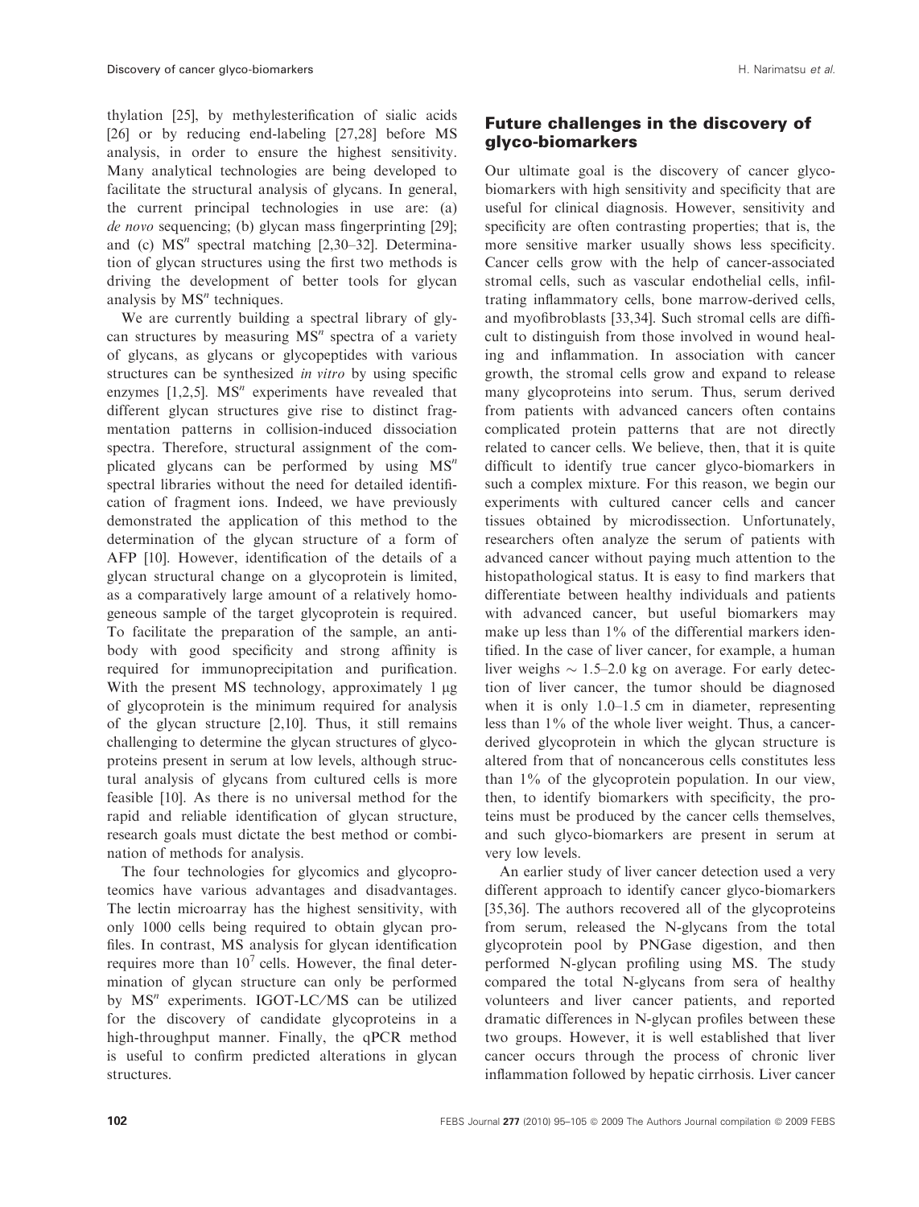thylation [25], by methylesterification of sialic acids [26] or by reducing end-labeling [27,28] before MS analysis, in order to ensure the highest sensitivity. Many analytical technologies are being developed to facilitate the structural analysis of glycans. In general, the current principal technologies in use are: (a) *de novo* sequencing; (b) glycan mass fingerprinting [29]; and (c) $MS^n$ spectral matching [2,30–32]. Determination of glycan structures using the first two methods is driving the development of better tools for glycan analysis by $MS^n$ techniques.

We are currently building a spectral library of glycan structures by measuring $MS^n$ spectra of a variety of glycans, as glycans or glycopeptides with various structures can be synthesized *in vitro* by using specific enzymes [1,2,5]. $MS^n$ experiments have revealed that different glycan structures give rise to distinct fragmentation patterns in collision-induced dissociation spectra. Therefore, structural assignment of the complicated glycans can be performed by using $MS^n$ spectral libraries without the need for detailed identification of fragment ions. Indeed, we have previously demonstrated the application of this method to the determination of the glycan structure of a form of AFP [10]. However, identification of the details of a glycan structural change on a glycoprotein is limited, as a comparatively large amount of a relatively homogeneous sample of the target glycoprotein is required. To facilitate the preparation of the sample, an antibody with good specificity and strong affinity is required for immunoprecipitation and purification. With the present MS technology, approximately 1 μg of glycoprotein is the minimum required for analysis of the glycan structure [2,10]. Thus, it still remains challenging to determine the glycan structures of glycoproteins present in serum at low levels, although structural analysis of glycans from cultured cells is more feasible [10]. As there is no universal method for the rapid and reliable identification of glycan structure, research goals must dictate the best method or combination of methods for analysis.

The four technologies for glycomics and glycoproteomics have various advantages and disadvantages. The lectin microarray has the highest sensitivity, with only 1000 cells being required to obtain glycan profiles. In contrast, MS analysis for glycan identification requires more than $10^7$ cells. However, the final determination of glycan structure can only be performed by $MS^n$ experiments. IGOT-LC/MS can be utilized for the discovery of candidate glycoproteins in a high-throughput manner. Finally, the qPCR method is useful to confirm predicted alterations in glycan structures.

## Future challenges in the discovery of glyco-biomarkers

Our ultimate goal is the discovery of cancer glyco-biomarkers with high sensitivity and specificity that are useful for clinical diagnosis. However, sensitivity and specificity are often contrasting properties; that is, the more sensitive marker usually shows less specificity. Cancer cells grow with the help of cancer-associated stromal cells, such as vascular endothelial cells, infiltrating inflammatory cells, bone marrow-derived cells, and myofibroblasts [33,34]. Such stromal cells are difficult to distinguish from those involved in wound healing and inflammation. In association with cancer growth, the stromal cells grow and expand to release many glycoproteins into serum. Thus, serum derived from patients with advanced cancers often contains complicated protein patterns that are not directly related to cancer cells. We believe, then, that it is quite difficult to identify true cancer glyco-biomarkers in such a complex mixture. For this reason, we begin our experiments with cultured cancer cells and cancer tissues obtained by microdissection. Unfortunately, researchers often analyze the serum of patients with advanced cancer without paying much attention to the histopathological status. It is easy to find markers that differentiate between healthy individuals and patients with advanced cancer, but useful biomarkers may make up less than 1% of the differential markers identified. In the case of liver cancer, for example, a human liver weighs ~ 1.5–2.0 kg on average. For early detection of liver cancer, the tumor should be diagnosed when it is only 1.0–1.5 cm in diameter, representing less than 1% of the whole liver weight. Thus, a cancer-derived glycoprotein in which the glycan structure is altered from that of noncancerous cells constitutes less than 1% of the glycoprotein population. In our view, then, to identify biomarkers with specificity, the proteins must be produced by the cancer cells themselves, and such glyco-biomarkers are present in serum at very low levels.

An earlier study of liver cancer detection used a very different approach to identify cancer glyco-biomarkers [35,36]. The authors recovered all of the glycoproteins from serum, released the N-glycans from the total glycoprotein pool by PNGase digestion, and then performed N-glycan profiling using MS. The study compared the total N-glycans from sera of healthy volunteers and liver cancer patients, and reported dramatic differences in N-glycan profiles between these two groups. However, it is well established that liver cancer occurs through the process of chronic liver inflammation followed by hepatic cirrhosis. Liver cancer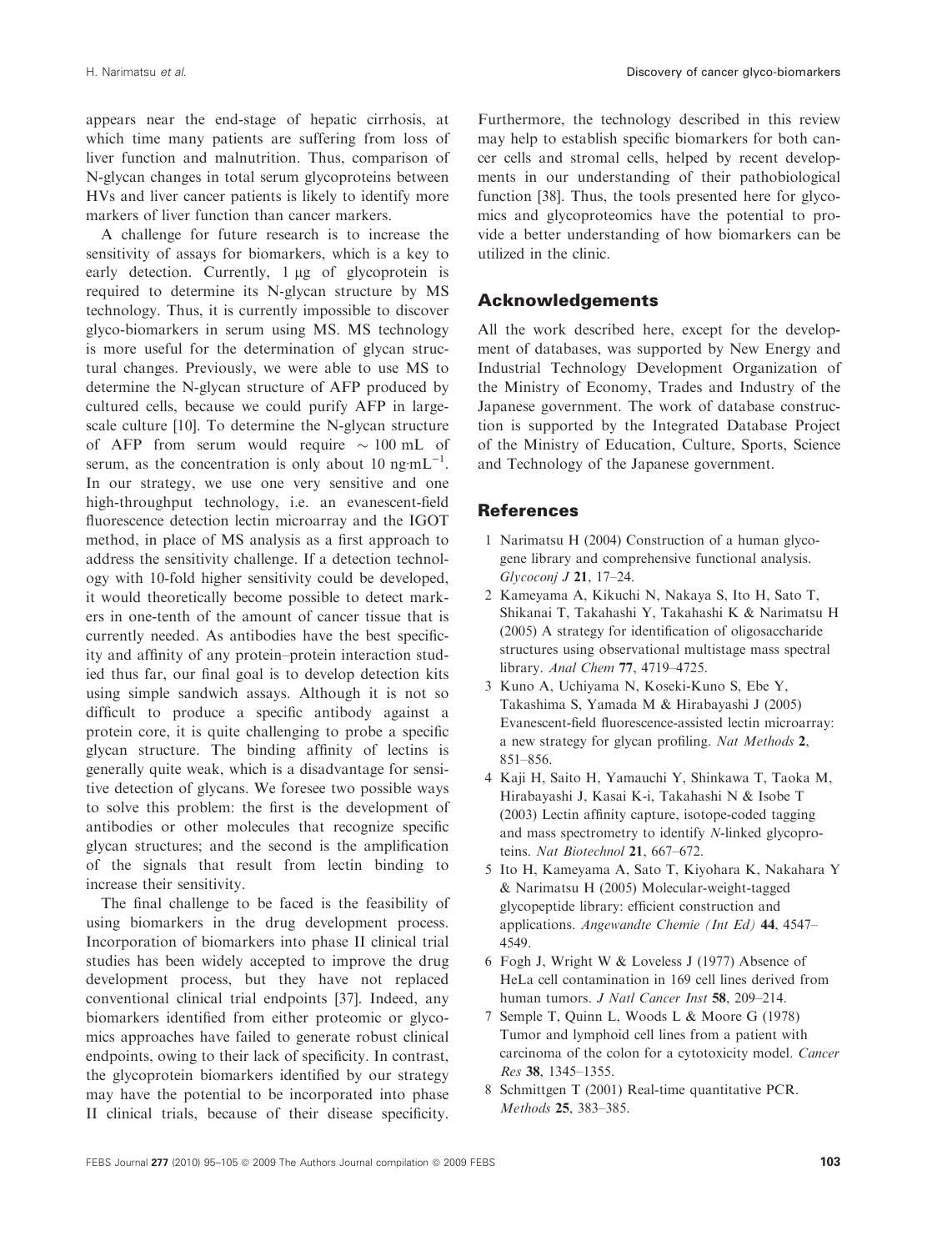appears near the end-stage of hepatic cirrhosis, at which time many patients are suffering from loss of liver function and malnutrition. Thus, comparison of N-glycan changes in total serum glycoproteins between HVs and liver cancer patients is likely to identify more markers of liver function than cancer markers.

A challenge for future research is to increase the sensitivity of assays for biomarkers, which is a key to early detection. Currently, 1 μg of glycoprotein is required to determine its N-glycan structure by MS technology. Thus, it is currently impossible to discover glyco-biomarkers in serum using MS. MS technology is more useful for the determination of glycan structural changes. Previously, we were able to use MS to determine the N-glycan structure of AFP produced by cultured cells, because we could purify AFP in large-scale culture [10]. To determine the N-glycan structure of AFP from serum would require ~ 100 mL of serum, as the concentration is only about 10 $ng{\cdot}mL^{-1}$. In our strategy, we use one very sensitive and one high-throughput technology, i.e. an evanescent-field fluorescence detection lectin microarray and the IGOT method, in place of MS analysis as a first approach to address the sensitivity challenge. If a detection technology with 10-fold higher sensitivity could be developed, it would theoretically become possible to detect markers in one-tenth of the amount of cancer tissue that is currently needed. As antibodies have the best specificity and affinity of any protein–protein interaction studied thus far, our final goal is to develop detection kits using simple sandwich assays. Although it is not so difficult to produce a specific antibody against a protein core, it is quite challenging to probe a specific glycan structure. The binding affinity of lectins is generally quite weak, which is a disadvantage for sensitive detection of glycans. We foresee two possible ways to solve this problem: the first is the development of antibodies or other molecules that recognize specific glycan structures; and the second is the amplification of the signals that result from lectin binding to increase their sensitivity.

The final challenge to be faced is the feasibility of using biomarkers in the drug development process. Incorporation of biomarkers into phase II clinical trial studies has been widely accepted to improve the drug development process, but they have not replaced conventional clinical trial endpoints [37]. Indeed, any biomarkers identified from either proteomic or glycomics approaches have failed to generate robust clinical endpoints, owing to their lack of specificity. In contrast, the glycoprotein biomarkers identified by our strategy may have the potential to be incorporated into phase II clinical trials, because of their disease specificity. Furthermore, the technology described in this review may help to establish specific biomarkers for both cancer cells and stromal cells, helped by recent developments in our understanding of their pathobiological function [38]. Thus, the tools presented here for glycomics and glycoproteomics have the potential to provide a better understanding of how biomarkers can be utilized in the clinic.

## Acknowledgements

All the work described here, except for the development of databases, was supported by New Energy and Industrial Technology Development Organization of the Ministry of Economy, Trades and Industry of the Japanese government. The work of database construction is supported by the Integrated Database Project of the Ministry of Education, Culture, Sports, Science and Technology of the Japanese government.

## References

1 Narimatsu H (2004) Construction of a human glycogene library and comprehensive functional analysis. *Glycoconj J* **21**, 17–24.

2 Kameyama A, Kikuchi N, Nakaya S, Ito H, Sato T, Shikanai T, Takahashi Y, Takahashi K & Narimatsu H (2005) A strategy for identification of oligosaccharide structures using observational multistage mass spectral library. *Anal Chem* **77**, 4719–4725.

3 Kuno A, Uchiyama N, Koseki-Kuno S, Ebe Y, Takashima S, Yamada M & Hirabayashi J (2005) Evanescent-field fluorescence-assisted lectin microarray: a new strategy for glycan profiling. *Nat Methods* **2**, 851–856.

4 Kaji H, Saito H, Yamauchi Y, Shinkawa T, Taoka M, Hirabayashi J, Kasai K-i, Takahashi N & Isobe T (2003) Lectin affinity capture, isotope-coded tagging and mass spectrometry to identify *N*-linked glycoproteins. *Nat Biotechnol* **21**, 667–672.

5 Ito H, Kameyama A, Sato T, Kiyohara K, Nakahara Y & Narimatsu H (2005) Molecular-weight-tagged glycopeptide library: efficient construction and applications. *Angewandte Chemie (Int Ed)* **44**, 4547–4549.

6 Fogh J, Wright W & Loveless J (1977) Absence of HeLa cell contamination in 169 cell lines derived from human tumors. *J Natl Cancer Inst* **58**, 209–214.

7 Semple T, Quinn L, Woods L & Moore G (1978) Tumor and lymphoid cell lines from a patient with carcinoma of the colon for a cytotoxicity model. *Cancer Res* **38**, 1345–1355.

8 Schmittgen T (2001) Real-time quantitative PCR. *Methods* **25**, 383–385.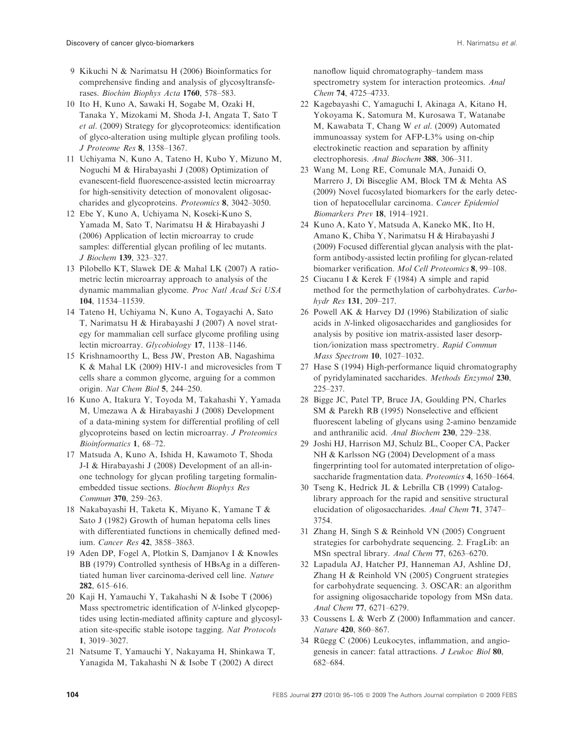9 Kikuchi N & Narimatsu H (2006) Bioinformatics for comprehensive finding and analysis of glycosyltransferases. *Biochim Biophys Acta* **1760**, 578–583.

10 Ito H, Kuno A, Sawaki H, Sogabe M, Ozaki H, Tanaka Y, Mizokami M, Shoda J-I, Angata T, Sato T *et al.* (2009) Strategy for glycoproteomics: identification of glyco-alteration using multiple glycan profiling tools. *J Proteome Res* **8**, 1358–1367.

11 Uchiyama N, Kuno A, Tateno H, Kubo Y, Mizuno M, Noguchi M & Hirabayashi J (2008) Optimization of evanescent-field fluorescence-assisted lectin microarray for high-sensitivity detection of monovalent oligosaccharides and glycoproteins. *Proteomics* **8**, 3042–3050.

12 Ebe Y, Kuno A, Uchiyama N, Koseki-Kuno S, Yamada M, Sato T, Narimatsu H & Hirabayashi J (2006) Application of lectin microarray to crude samples: differential glycan profiling of lec mutants. *J Biochem* **139**, 323–327.

13 Pilobello KT, Slawek DE & Mahal LK (2007) A ratiometric lectin microarray approach to analysis of the dynamic mammalian glycome. *Proc Natl Acad Sci USA* **104**, 11534–11539.

14 Tateno H, Uchiyama N, Kuno A, Togayachi A, Sato T, Narimatsu H & Hirabayashi J (2007) A novel strategy for mammalian cell surface glycome profiling using lectin microarray. *Glycobiology* **17**, 1138–1146.

15 Krishnamoorthy L, Bess JW, Preston AB, Nagashima K & Mahal LK (2009) HIV-1 and microvesicles from T cells share a common glycome, arguing for a common origin. *Nat Chem Biol* **5**, 244–250.

16 Kuno A, Itakura Y, Toyoda M, Takahashi Y, Yamada M, Umezawa A & Hirabayashi J (2008) Development of a data-mining system for differential profiling of cell glycoproteins based on lectin microarray. *J Proteomics Bioinformatics* **1**, 68–72.

17 Matsuda A, Kuno A, Ishida H, Kawamoto T, Shoda J-I & Hirabayashi J (2008) Development of an all-in-one technology for glycan profiling targeting formalin-embedded tissue sections. *Biochem Biophys Res Commun* **370**, 259–263.

18 Nakabayashi H, Taketa K, Miyano K, Yamane T & Sato J (1982) Growth of human hepatoma cells lines with differentiated functions in chemically defined medium. *Cancer Res* **42**, 3858–3863.

19 Aden DP, Fogel A, Plotkin S, Damjanov I & Knowles BB (1979) Controlled synthesis of HBsAg in a differentiated human liver carcinoma-derived cell line. *Nature* **282**, 615–616.

20 Kaji H, Yamauchi Y, Takahashi N & Isobe T (2006) Mass spectrometric identification of *N*-linked glycopeptides using lectin-mediated affinity capture and glycosylation site-specific stable isotope tagging. *Nat Protocols* **1**, 3019–3027.

21 Natsume T, Yamauchi Y, Nakayama H, Shinkawa T, Yanagida M, Takahashi N & Isobe T (2002) A direct nanoflow liquid chromatography–tandem mass spectrometry system for interaction proteomics. *Anal Chem* **74**, 4725–4733.

22 Kagebayashi C, Yamaguchi I, Akinaga A, Kitano H, Yokoyama K, Satomura M, Kurosawa T, Watanabe M, Kawabata T, Chang W *et al.* (2009) Automated immunoassay system for AFP-L3% using on-chip electrokinetic reaction and separation by affinity electrophoresis. *Anal Biochem* **388**, 306–311.

23 Wang M, Long RE, Comunale MA, Junaidi O, Marrero J, Di Bisceglie AM, Block TM & Mehta AS (2009) Novel fucosylated biomarkers for the early detection of hepatocellular carcinoma. *Cancer Epidemiol Biomarkers Prev* **18**, 1914–1921.

24 Kuno A, Kato Y, Matsuda A, Kaneko MK, Ito H, Amano K, Chiba Y, Narimatsu H & Hirabayashi J (2009) Focused differential glycan analysis with the platform antibody-assisted lectin profiling for glycan-related biomarker verification. *Mol Cell Proteomics* **8**, 99–108.

25 Ciucanu I & Kerek F (1984) A simple and rapid method for the permethylation of carbohydrates. *Carbohydr Res* **131**, 209–217.

26 Powell AK & Harvey DJ (1996) Stabilization of sialic acids in *N*-linked oligosaccharides and gangliosides for analysis by positive ion matrix-assisted laser desorption/ionization mass spectrometry. *Rapid Commun Mass Spectrom* **10**, 1027–1032.

27 Hase S (1994) High-performance liquid chromatography of pyridylaminated saccharides. *Methods Enzymol* **230**, 225–237.

28 Bigge JC, Patel TP, Bruce JA, Goulding PN, Charles SM & Parekh RB (1995) Nonselective and efficient fluorescent labeling of glycans using 2-amino benzamide and anthranilic acid. *Anal Biochem* **230**, 229–238.

29 Joshi HJ, Harrison MJ, Schulz BL, Cooper CA, Packer NH & Karlsson NG (2004) Development of a mass fingerprinting tool for automated interpretation of oligosaccharide fragmentation data. *Proteomics* **4**, 1650–1664.

30 Tseng K, Hedrick JL & Lebrilla CB (1999) Catalog-library approach for the rapid and sensitive structural elucidation of oligosaccharides. *Anal Chem* **71**, 3747–3754.

31 Zhang H, Singh S & Reinhold VN (2005) Congruent strategies for carbohydrate sequencing. 2. FragLib: an MSn spectral library. *Anal Chem* **77**, 6263–6270.

32 Lapadula AJ, Hatcher PJ, Hanneman AJ, Ashline DJ, Zhang H & Reinhold VN (2005) Congruent strategies for carbohydrate sequencing. 3. OSCAR: an algorithm for assigning oligosaccharide topology from MSn data. *Anal Chem* **77**, 6271–6279.

33 Coussens L & Werb Z (2000) Inflammation and cancer. *Nature* **420**, 860–867.

34 Rüegg C (2006) Leukocytes, inflammation, and angiogenesis in cancer: fatal attractions. *J Leukoc Biol* **80**, 682–684.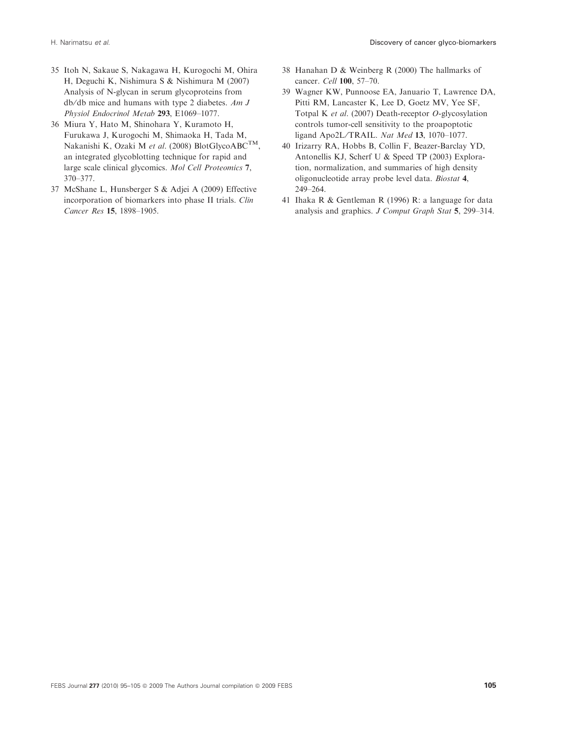35 Itoh N, Sakaue S, Nakagawa H, Kurogochi M, Ohira H, Deguchi K, Nishimura S & Nishimura M (2007) Analysis of N-glycan in serum glycoproteins from db/db mice and humans with type 2 diabetes. *Am J Physiol Endocrinol Metab* **293**, E1069–1077.

36 Miura Y, Hato M, Shinohara Y, Kuramoto H, Furukawa J, Kurogochi M, Shimaoka H, Tada M, Nakanishi K, Ozaki M *et al*. (2008) BlotGlycoABC™, an integrated glycoblotting technique for rapid and large scale clinical glycomics. *Mol Cell Proteomics* **7**, 370–377.

37 McShane L, Hunsberger S & Adjei A (2009) Effective incorporation of biomarkers into phase II trials. *Clin Cancer Res* **15**, 1898–1905.

38 Hanahan D & Weinberg R (2000) The hallmarks of cancer. *Cell* **100**, 57–70.

39 Wagner KW, Punnoose EA, Januario T, Lawrence DA, Pitti RM, Lancaster K, Lee D, Goetz MV, Yee SF, Totpal K *et al*. (2007) Death-receptor *O*-glycosylation controls tumor-cell sensitivity to the proapoptotic ligand Apo2L/TRAIL. *Nat Med* **13**, 1070–1077.

40 Irizarry RA, Hobbs B, Collin F, Beazer-Barclay YD, Antonellis KJ, Scherf U & Speed TP (2003) Exploration, normalization, and summaries of high density oligonucleotide array probe level data. *Biostat* **4**, 249–264.

41 Ihaka R & Gentleman R (1996) R: a language for data analysis and graphics. *J Comput Graph Stat* **5**, 299–314.